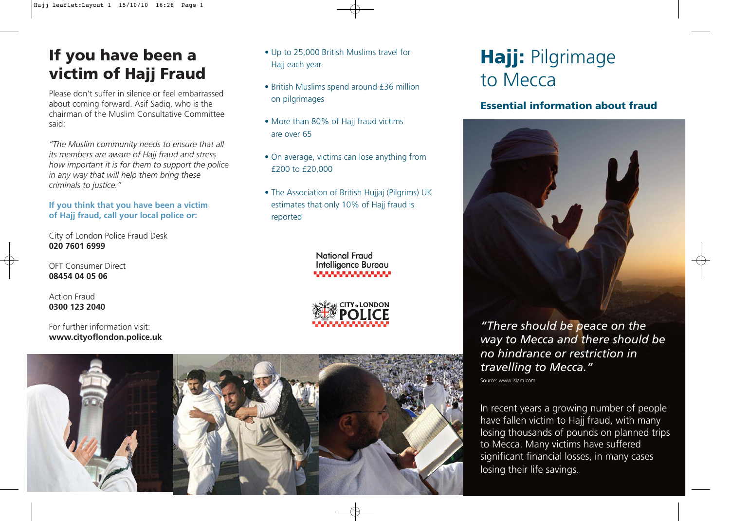# If you have been a victim of Hajj Fraud

Please don't suffer in silence or feel embarrassed about coming forward. Asif Sadiq, who is the chairman of the Muslim Consultative Committee said:

*"The Muslim community needs to ensure that all its members are aware of Hajj fraud and stress how important it is for them to support the police in any way that will help them bring these criminals to justice."*

**If you think that you have been a victim of Hajj fraud, call your local police or:**

City of London Police Fraud Desk
**020 7601 6999**

OFT Consumer Direct
**08454 04 05 06**

Action Fraud
**0300 123 2040**

For further information visit:
**www.cityoflondon.police.uk**

- Up to 25,000 British Muslims travel for Hajj each year
- British Muslims spend around £36 million on pilgrimages
- More than 80% of Hajj fraud victims are over 65
- On average, victims can lose anything from £200 to £20,000
- The Association of British Hujjaj (Pilgrims) UK estimates that only 10% of Hajj fraud is reported

National Fraud Intelligence Bureau

City of London Police

# **Hajj:** Pilgrimage to Mecca

## Essential information about fraud

*"There should be peace on the way to Mecca and there should be no hindrance or restriction in travelling to Mecca."*

Source: www.islam.com

In recent years a growing number of people have fallen victim to Hajj fraud, with many losing thousands of pounds on planned trips to Mecca. Many victims have suffered significant financial losses, in many cases losing their life savings.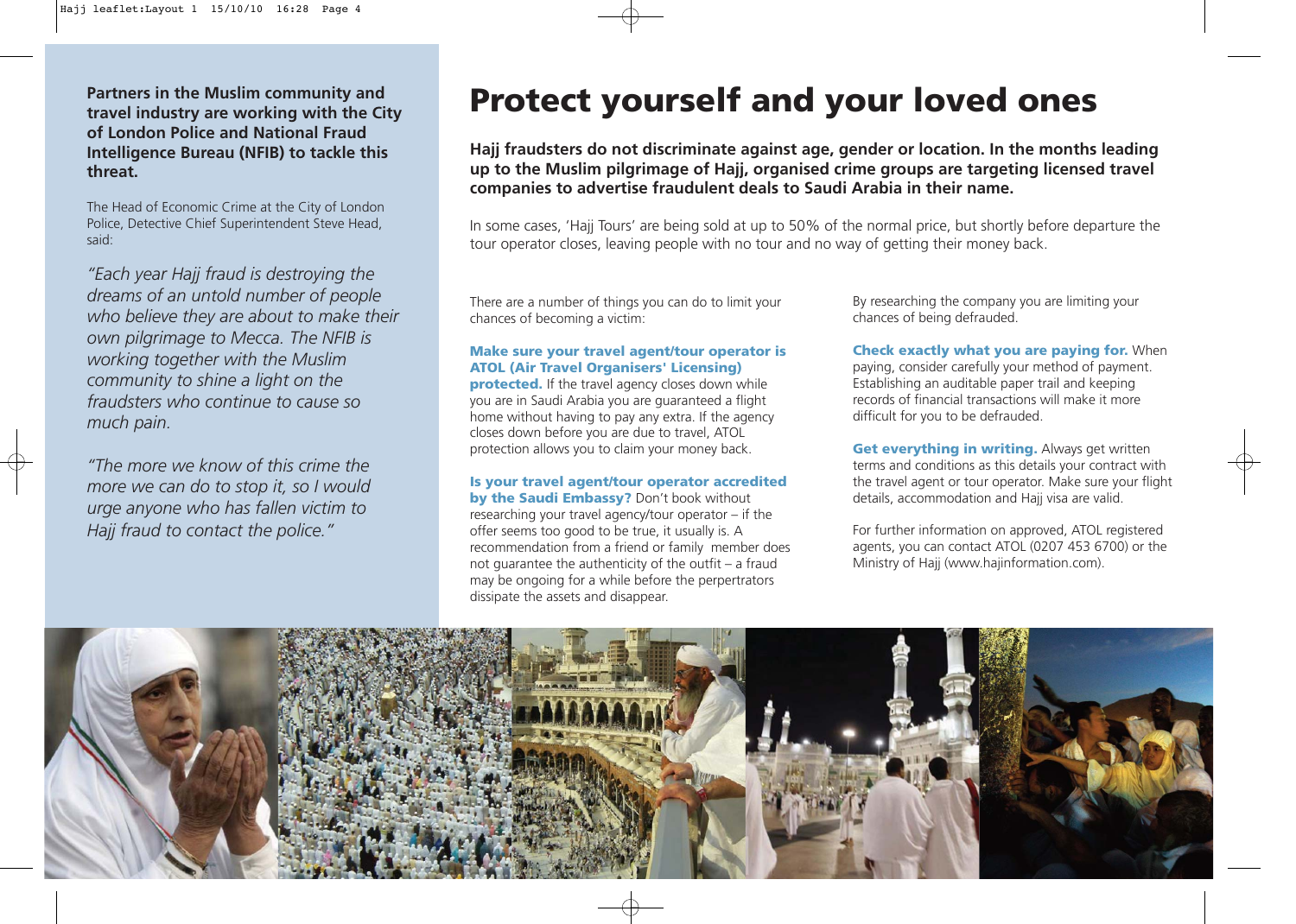**Partners in the Muslim community and travel industry are working with the City of London Police and National Fraud Intelligence Bureau (NFIB) to tackle this threat.**

The Head of Economic Crime at the City of London Police, Detective Chief Superintendent Steve Head, said:

*"Each year Hajj fraud is destroying the dreams of an untold number of people who believe they are about to make their own pilgrimage to Mecca. The NFIB is working together with the Muslim community to shine a light on the fraudsters who continue to cause so much pain.*

*"The more we know of this crime the more we can do to stop it, so I would urge anyone who has fallen victim to Hajj fraud to contact the police."*

# Protect yourself and your loved ones

**Hajj fraudsters do not discriminate against age, gender or location. In the months leading up to the Muslim pilgrimage of Hajj, organised crime groups are targeting licensed travel companies to advertise fraudulent deals to Saudi Arabia in their name.**

In some cases, 'Hajj Tours' are being sold at up to 50% of the normal price, but shortly before departure the tour operator closes, leaving people with no tour and no way of getting their money back.

There are a number of things you can do to limit your chances of becoming a victim:

**Make sure your travel agent/tour operator is ATOL (Air Travel Organisers' Licensing) protected.** If the travel agency closes down while you are in Saudi Arabia you are guaranteed a flight home without having to pay any extra. If the agency closes down before you are due to travel, ATOL protection allows you to claim your money back.

**Is your travel agent/tour operator accredited by the Saudi Embassy?** Don't book without researching your travel agency/tour operator – if the offer seems too good to be true, it usually is. A recommendation from a friend or family member does not guarantee the authenticity of the outfit – a fraud may be ongoing for a while before the perpertrators dissipate the assets and disappear.

By researching the company you are limiting your chances of being defrauded.

**Check exactly what you are paying for.** When paying, consider carefully your method of payment. Establishing an auditable paper trail and keeping records of financial transactions will make it more difficult for you to be defrauded.

**Get everything in writing.** Always get written terms and conditions as this details your contract with the travel agent or tour operator. Make sure your flight details, accommodation and Hajj visa are valid.

For further information on approved, ATOL registered agents, you can contact ATOL (0207 453 6700) or the Ministry of Hajj (www.hajinformation.com).